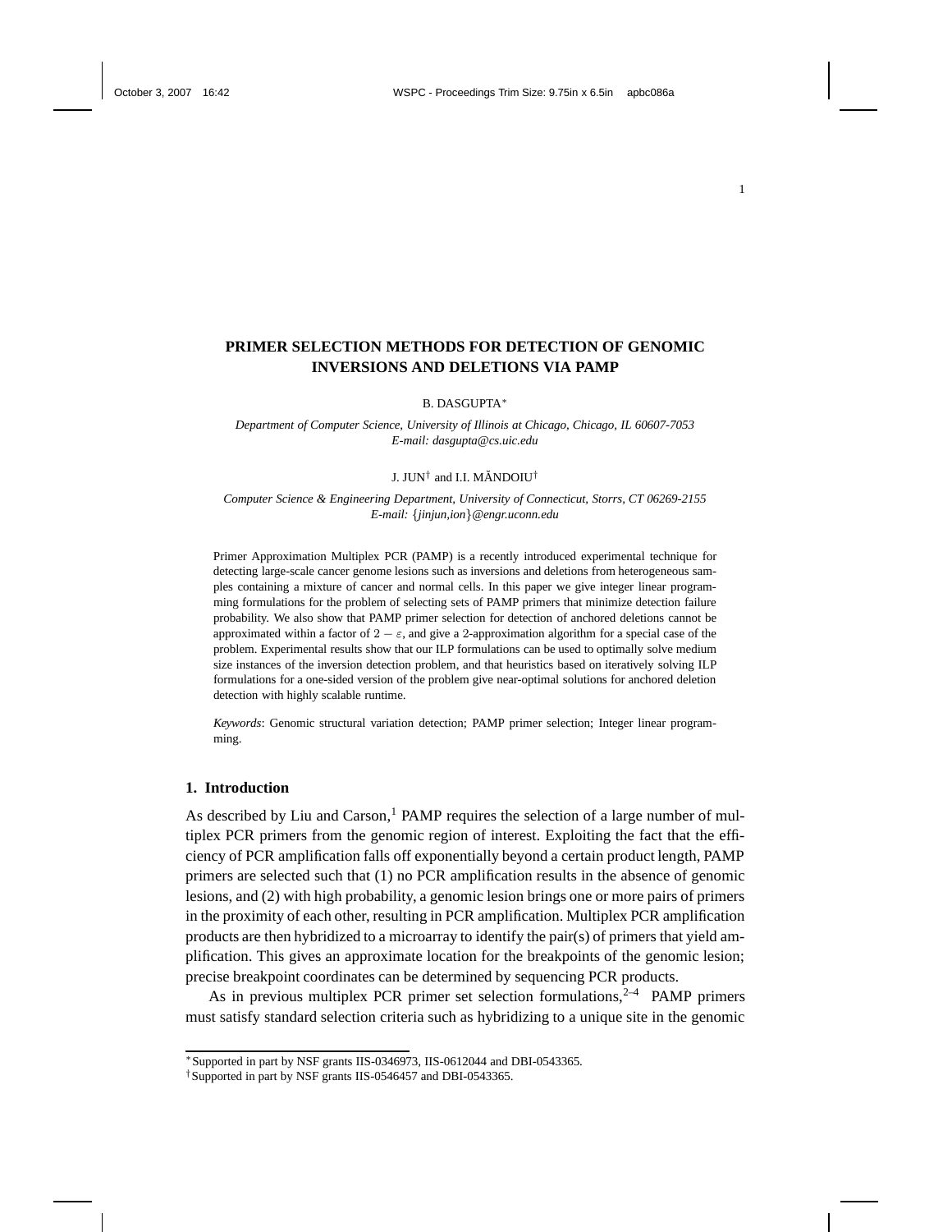# PRIMER SELECTION METHODS FOR DETECTION OF GENOMIC INVERSIONS AND DELETIONS VIA PAMP

B. DASGUPTA*

*Department of Computer Science, University of Illinois at Chicago, Chicago, IL 60607-7053*
*E-mail: dasgupta@cs.uic.edu*

J. JUN† and I.I. MĂNDOIU†

*Computer Science & Engineering Department, University of Connecticut, Storrs, CT 06269-2155*
*E-mail: {jinjun,ion}@engr.uconn.edu*

Primer Approximation Multiplex PCR (PAMP) is a recently introduced experimental technique for detecting large-scale cancer genome lesions such as inversions and deletions from heterogeneous samples containing a mixture of cancer and normal cells. In this paper we give integer linear programming formulations for the problem of selecting sets of PAMP primers that minimize detection failure probability. We also show that PAMP primer selection for detection of anchored deletions cannot be approximated within a factor of $2 - \varepsilon$, and give a 2-approximation algorithm for a special case of the problem. Experimental results show that our ILP formulations can be used to optimally solve medium size instances of the inversion detection problem, and that heuristics based on iteratively solving ILP formulations for a one-sided version of the problem give near-optimal solutions for anchored deletion detection with highly scalable runtime.

*Keywords*: Genomic structural variation detection; PAMP primer selection; Integer linear programming.

## 1. Introduction

As described by Liu and Carson,[1] PAMP requires the selection of a large number of multiplex PCR primers from the genomic region of interest. Exploiting the fact that the efficiency of PCR amplification falls off exponentially beyond a certain product length, PAMP primers are selected such that (1) no PCR amplification results in the absence of genomic lesions, and (2) with high probability, a genomic lesion brings one or more pairs of primers in the proximity of each other, resulting in PCR amplification. Multiplex PCR amplification products are then hybridized to a microarray to identify the pair(s) of primers that yield amplification. This gives an approximate location for the breakpoints of the genomic lesion; precise breakpoint coordinates can be determined by sequencing PCR products.

As in previous multiplex PCR primer set selection formulations,[2–4] PAMP primers must satisfy standard selection criteria such as hybridizing to a unique site in the genomic

*Supported in part by NSF grants IIS-0346973, IIS-0612044 and DBI-0543365.
†Supported in part by NSF grants IIS-0546457 and DBI-0543365.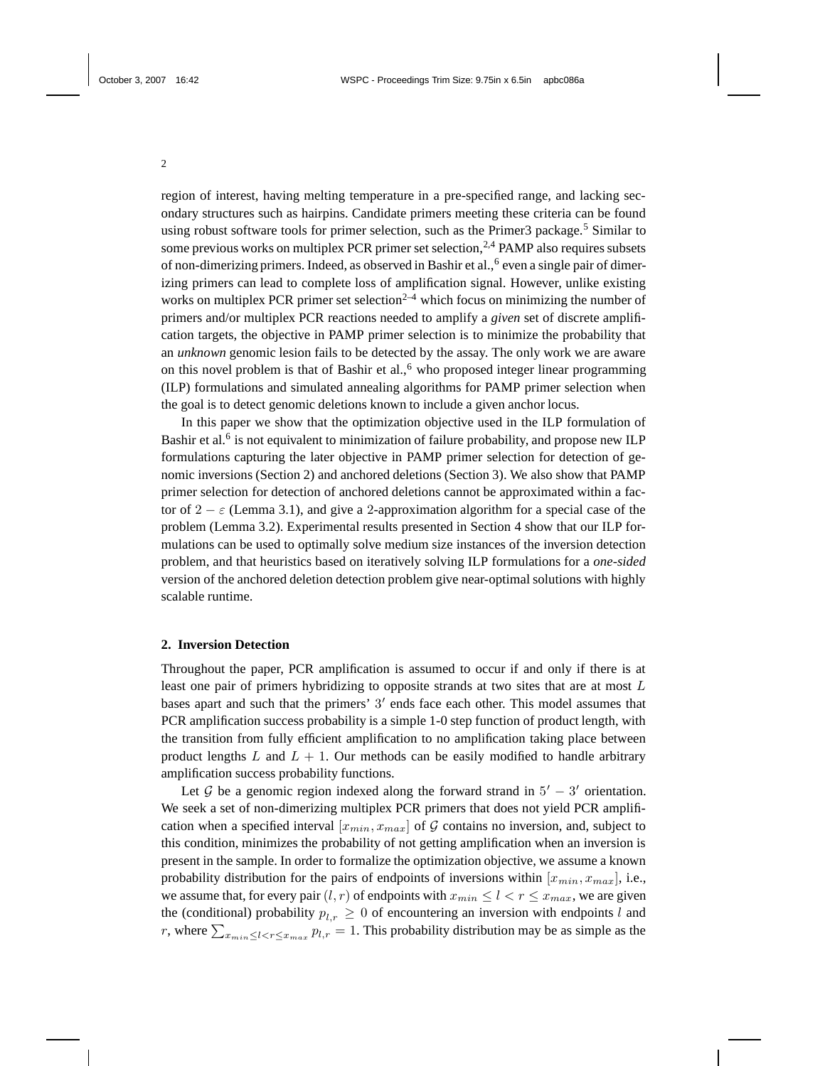region of interest, having melting temperature in a pre-specified range, and lacking secondary structures such as hairpins. Candidate primers meeting these criteria can be found using robust software tools for primer selection, such as the Primer3 package.[5] Similar to some previous works on multiplex PCR primer set selection,[2,4] PAMP also requires subsets of non-dimerizing primers. Indeed, as observed in Bashir et al.,[6] even a single pair of dimerizing primers can lead to complete loss of amplification signal. However, unlike existing works on multiplex PCR primer set selection[2–4] which focus on minimizing the number of primers and/or multiplex PCR reactions needed to amplify a *given* set of discrete amplification targets, the objective in PAMP primer selection is to minimize the probability that an *unknown* genomic lesion fails to be detected by the assay. The only work we are aware on this novel problem is that of Bashir et al.,[6] who proposed integer linear programming (ILP) formulations and simulated annealing algorithms for PAMP primer selection when the goal is to detect genomic deletions known to include a given anchor locus.

In this paper we show that the optimization objective used in the ILP formulation of Bashir et al.[6] is not equivalent to minimization of failure probability, and propose new ILP formulations capturing the later objective in PAMP primer selection for detection of genomic inversions (Section 2) and anchored deletions (Section 3). We also show that PAMP primer selection for detection of anchored deletions cannot be approximated within a factor of $2 - \varepsilon$ (Lemma 3.1), and give a 2-approximation algorithm for a special case of the problem (Lemma 3.2). Experimental results presented in Section 4 show that our ILP formulations can be used to optimally solve medium size instances of the inversion detection problem, and that heuristics based on iteratively solving ILP formulations for a *one-sided* version of the anchored deletion detection problem give near-optimal solutions with highly scalable runtime.

## 2. Inversion Detection

Throughout the paper, PCR amplification is assumed to occur if and only if there is at least one pair of primers hybridizing to opposite strands at two sites that are at most $L$ bases apart and such that the primers' $3'$ ends face each other. This model assumes that PCR amplification success probability is a simple 1-0 step function of product length, with the transition from fully efficient amplification to no amplification taking place between product lengths $L$ and $L + 1$. Our methods can be easily modified to handle arbitrary amplification success probability functions.

Let $\mathcal{G}$ be a genomic region indexed along the forward strand in $5' - 3'$ orientation. We seek a set of non-dimerizing multiplex PCR primers that does not yield PCR amplification when a specified interval $[x_{min}, x_{max}]$ of $\mathcal{G}$ contains no inversion, and, subject to this condition, minimizes the probability of not getting amplification when an inversion is present in the sample. In order to formalize the optimization objective, we assume a known probability distribution for the pairs of endpoints of inversions within $[x_{min}, x_{max}]$, i.e., we assume that, for every pair $(l, r)$ of endpoints with $x_{min} \leq l < r \leq x_{max}$, we are given the (conditional) probability $p_{l,r} \geq 0$ of encountering an inversion with endpoints $l$ and $r$, where $\sum_{x_{min} \leq l < r \leq x_{max}} p_{l,r} = 1$. This probability distribution may be as simple as the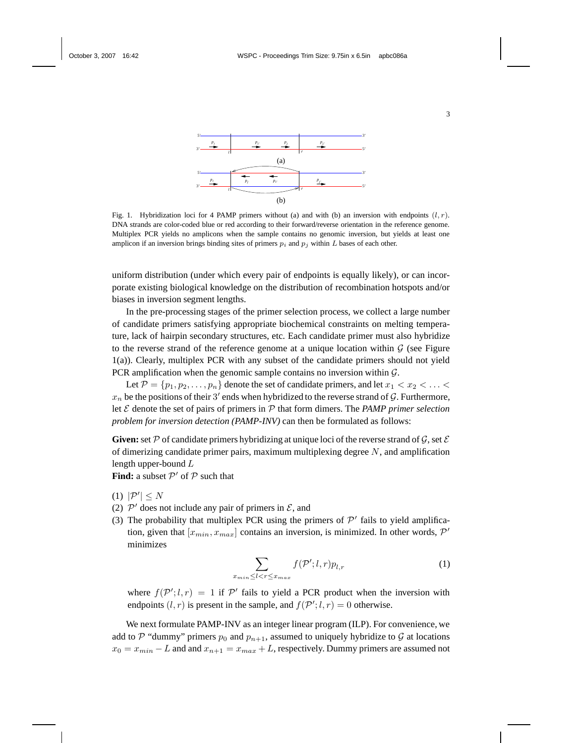Fig. 1. Hybridization loci for 4 PAMP primers without (a) and with (b) an inversion with endpoints $(l, r)$. DNA strands are color-coded blue or red according to their forward/reverse orientation in the reference genome. Multiplex PCR yields no amplicons when the sample contains no genomic inversion, but yields at least one amplicon if an inversion brings binding sites of primers $p_i$ and $p_j$ within $L$ bases of each other.

uniform distribution (under which every pair of endpoints is equally likely), or can incorporate existing biological knowledge on the distribution of recombination hotspots and/or biases in inversion segment lengths.

In the pre-processing stages of the primer selection process, we collect a large number of candidate primers satisfying appropriate biochemical constraints on melting temperature, lack of hairpin secondary structures, etc. Each candidate primer must also hybridize to the reverse strand of the reference genome at a unique location within $\mathcal{G}$ (see Figure 1(a)). Clearly, multiplex PCR with any subset of the candidate primers should not yield PCR amplification when the genomic sample contains no inversion within $\mathcal{G}$.

Let $\mathcal{P} = \{p_1, p_2, \ldots, p_n\}$ denote the set of candidate primers, and let $x_1 < x_2 < \ldots < x_n$ be the positions of their $3'$ ends when hybridized to the reverse strand of $\mathcal{G}$. Furthermore, let $\mathcal{E}$ denote the set of pairs of primers in $\mathcal{P}$ that form dimers. The *PAMP primer selection problem for inversion detection (PAMP-INV)* can then be formulated as follows:

**Given:** set $\mathcal{P}$ of candidate primers hybridizing at unique loci of the reverse strand of $\mathcal{G}$, set $\mathcal{E}$ of dimerizing candidate primer pairs, maximum multiplexing degree $N$, and amplification length upper-bound $L$

**Find:** a subset $\mathcal{P}'$ of $\mathcal{P}$ such that

(1) $|\mathcal{P}'| \leq N$
(2) $\mathcal{P}'$ does not include any pair of primers in $\mathcal{E}$, and
(3) The probability that multiplex PCR using the primers of $\mathcal{P}'$ fails to yield amplification, given that $[x_{min}, x_{max}]$ contains an inversion, is minimized. In other words, $\mathcal{P}'$ minimizes

$$\sum_{x_{min} \leq l < r \leq x_{max}} f(\mathcal{P}'; l, r) p_{l,r} \tag{1}$$

where $f(\mathcal{P}'; l, r) = 1$ if $\mathcal{P}'$ fails to yield a PCR product when the inversion with endpoints $(l, r)$ is present in the sample, and $f(\mathcal{P}'; l, r) = 0$ otherwise.

We next formulate PAMP-INV as an integer linear program (ILP). For convenience, we add to $\mathcal{P}$ "dummy" primers $p_0$ and $p_{n+1}$, assumed to uniquely hybridize to $\mathcal{G}$ at locations $x_0 = x_{min} - L$ and and $x_{n+1} = x_{max} + L$, respectively. Dummy primers are assumed not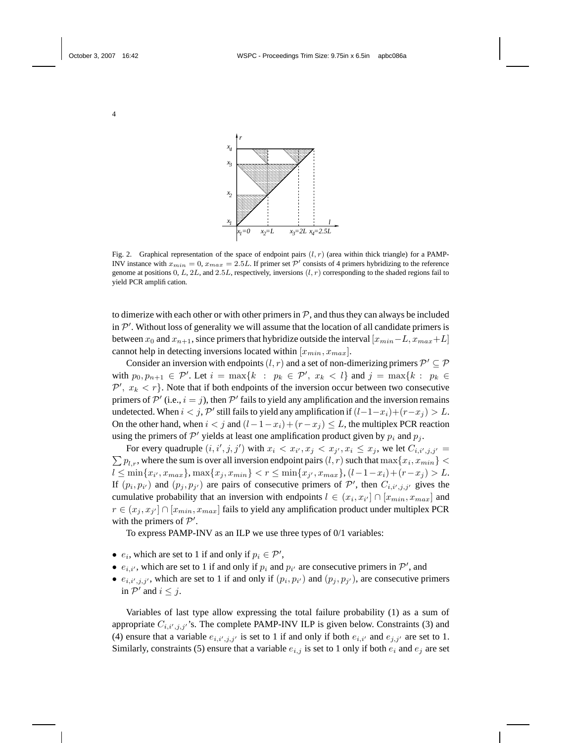Fig. 2. Graphical representation of the space of endpoint pairs $(l, r)$ (area within thick triangle) for a PAMP-INV instance with $x_{min} = 0$, $x_{max} = 2.5L$. If primer set $\mathcal{P}'$ consists of 4 primers hybridizing to the reference genome at positions 0, $L$, $2L$, and $2.5L$, respectively, inversions $(l, r)$ corresponding to the shaded regions fail to yield PCR amplification.

to dimerize with each other or with other primers in $\mathcal{P}$, and thus they can always be included in $\mathcal{P}'$. Without loss of generality we will assume that the location of all candidate primers is between $x_0$ and $x_{n+1}$, since primers that hybridize outside the interval $[x_{min}-L, x_{max}+L]$ cannot help in detecting inversions located within $[x_{min}, x_{max}]$.

Consider an inversion with endpoints $(l, r)$ and a set of non-dimerizing primers $\mathcal{P}' \subseteq \mathcal{P}$ with $p_0, p_{n+1} \in \mathcal{P}'$. Let $i = \max\{k \ : \ p_k \in \mathcal{P}',\ x_k < l\}$ and $j = \max\{k \ : \ p_k \in \mathcal{P}',\ x_k < r\}$. Note that if both endpoints of the inversion occur between two consecutive primers of $\mathcal{P}'$ (i.e., $i = j$), then $\mathcal{P}'$ fails to yield any amplification and the inversion remains undetected. When $i < j$, $\mathcal{P}'$ still fails to yield any amplification if $(l-1-x_i)+(r-x_j) > L$. On the other hand, when $i < j$ and $(l-1-x_i)+(r-x_j) \leq L$, the multiplex PCR reaction using the primers of $\mathcal{P}'$ yields at least one amplification product given by $p_i$ and $p_j$.

For every quadruple $(i, i', j, j')$ with $x_i < x_{i'}, x_j < x_{j'}, x_i \leq x_j$, we let $C_{i,i',j,j'} = \sum p_{l,r}$, where the sum is over all inversion endpoint pairs $(l, r)$ such that $\max\{x_i, x_{min}\} < l \leq \min\{x_{i'}, x_{max}\}$, $\max\{x_j, x_{min}\} < r \leq \min\{x_{j'}, x_{max}\}$, $(l-1-x_i)+(r-x_j) > L$. If $(p_i, p_{i'})$ and $(p_j, p_{j'})$ are pairs of consecutive primers of $\mathcal{P}'$, then $C_{i,i',j,j'}$ gives the cumulative probability that an inversion with endpoints $l \in (x_i, x_{i'}] \cap [x_{min}, x_{max}]$ and $r \in (x_j, x_{j'}] \cap [x_{min}, x_{max}]$ fails to yield any amplification product under multiplex PCR with the primers of $\mathcal{P}'$.

To express PAMP-INV as an ILP we use three types of 0/1 variables:

- $e_i$, which are set to 1 if and only if $p_i \in \mathcal{P}'$,
- $e_{i,i'}$, which are set to 1 if and only if $p_i$ and $p_{i'}$ are consecutive primers in $\mathcal{P}'$, and
- $e_{i,i',j,j'}$, which are set to 1 if and only if $(p_i, p_{i'})$ and $(p_j, p_{j'})$, are consecutive primers in $\mathcal{P}'$ and $i \leq j$.

Variables of last type allow expressing the total failure probability (1) as a sum of appropriate $C_{i,i',j,j'}$'s. The complete PAMP-INV ILP is given below. Constraints (3) and (4) ensure that a variable $e_{i,i',j,j'}$ is set to 1 if and only if both $e_{i,i'}$ and $e_{j,j'}$ are set to 1. Similarly, constraints (5) ensure that a variable $e_{i,j}$ is set to 1 only if both $e_i$ and $e_j$ are set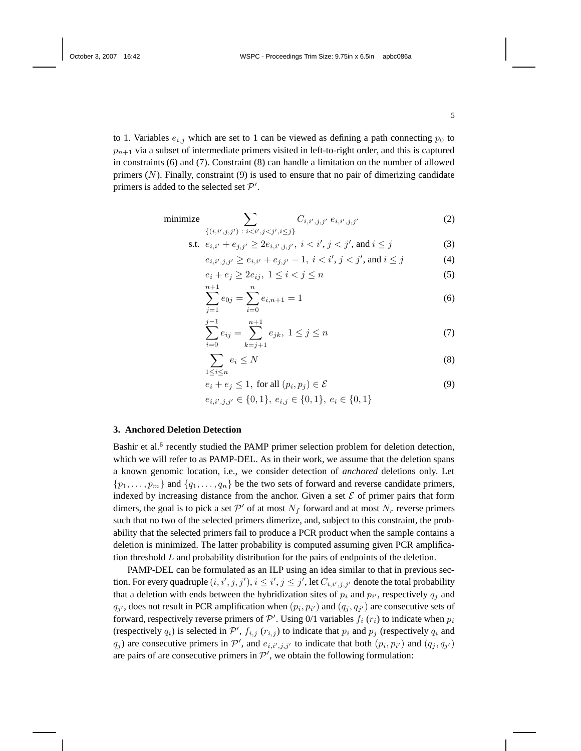to 1. Variables $e_{i,j}$ which are set to 1 can be viewed as defining a path connecting $p_0$ to $p_{n+1}$ via a subset of intermediate primers visited in left-to-right order, and this is captured in constraints (6) and (7). Constraint (8) can handle a limitation on the number of allowed primers ($N$). Finally, constraint (9) is used to ensure that no pair of dimerizing candidate primers is added to the selected set $\mathcal{P}'$.

$$\text{minimize} \quad \sum_{\{(i,i',j,j') \,:\, i<i',j<j',i\leq j\}} C_{i,i',j,j'} \; e_{i,i',j,j'} \tag{2}$$

$$\text{s.t.} \quad e_{i,i'} + e_{j,j'} \geq 2e_{i,i',j,j'}, \; i < i', j < j', \text{and } i \leq j \tag{3}$$

$$e_{i,i',j,j'} \geq e_{i,i'} + e_{j,j'} - 1, \; i < i', j < j', \text{and } i \leq j \tag{4}$$

$$e_i + e_j \geq 2e_{ij}, \; 1 \leq i < j \leq n \tag{5}$$

$$\sum_{j=1}^{n+1} e_{0j} = \sum_{i=0}^{n} e_{i,n+1} = 1 \tag{6}$$

$$\sum_{i=0}^{j-1} e_{ij} = \sum_{k=j+1}^{n+1} e_{jk}, \; 1 \leq j \leq n \tag{7}$$

$$\sum_{1\leq i\leq n} e_i \leq N \tag{8}$$

$$e_i + e_j \leq 1, \; \text{for all } (p_i, p_j) \in \mathcal{E} \tag{9}$$

$$e_{i,i',j,j'} \in \{0,1\}, \; e_{i,j} \in \{0,1\}, \; e_i \in \{0,1\}$$

## 3. Anchored Deletion Detection

Bashir et al.[6] recently studied the PAMP primer selection problem for deletion detection, which we will refer to as PAMP-DEL. As in their work, we assume that the deletion spans a known genomic location, i.e., we consider detection of *anchored* deletions only. Let $\{p_1, \ldots, p_m\}$ and $\{q_1, \ldots, q_n\}$ be the two sets of forward and reverse candidate primers, indexed by increasing distance from the anchor. Given a set $\mathcal{E}$ of primer pairs that form dimers, the goal is to pick a set $\mathcal{P}'$ of at most $N_f$ forward and at most $N_r$ reverse primers such that no two of the selected primers dimerize, and, subject to this constraint, the probability that the selected primers fail to produce a PCR product when the sample contains a deletion is minimized. The latter probability is computed assuming given PCR amplification threshold $L$ and probability distribution for the pairs of endpoints of the deletion.

PAMP-DEL can be formulated as an ILP using an idea similar to that in previous section. For every quadruple $(i, i', j, j')$, $i \leq i', j \leq j'$, let $C_{i,i',j,j'}$ denote the total probability that a deletion with ends between the hybridization sites of $p_i$ and $p_{i'}$, respectively $q_j$ and $q_{j'}$, does not result in PCR amplification when $(p_i, p_{i'})$ and $(q_j, q_{j'})$ are consecutive sets of forward, respectively reverse primers of $\mathcal{P}'$. Using 0/1 variables $f_i$ ($r_i$) to indicate when $p_i$ (respectively $q_i$) is selected in $\mathcal{P}'$, $f_{i,j}$ ($r_{i,j}$) to indicate that $p_i$ and $p_j$ (respectively $q_i$ and $q_j$) are consecutive primers in $\mathcal{P}'$, and $e_{i,i',j,j'}$ to indicate that both $(p_i, p_{i'})$ and $(q_j, q_{j'})$ are pairs of are consecutive primers in $\mathcal{P}'$, we obtain the following formulation: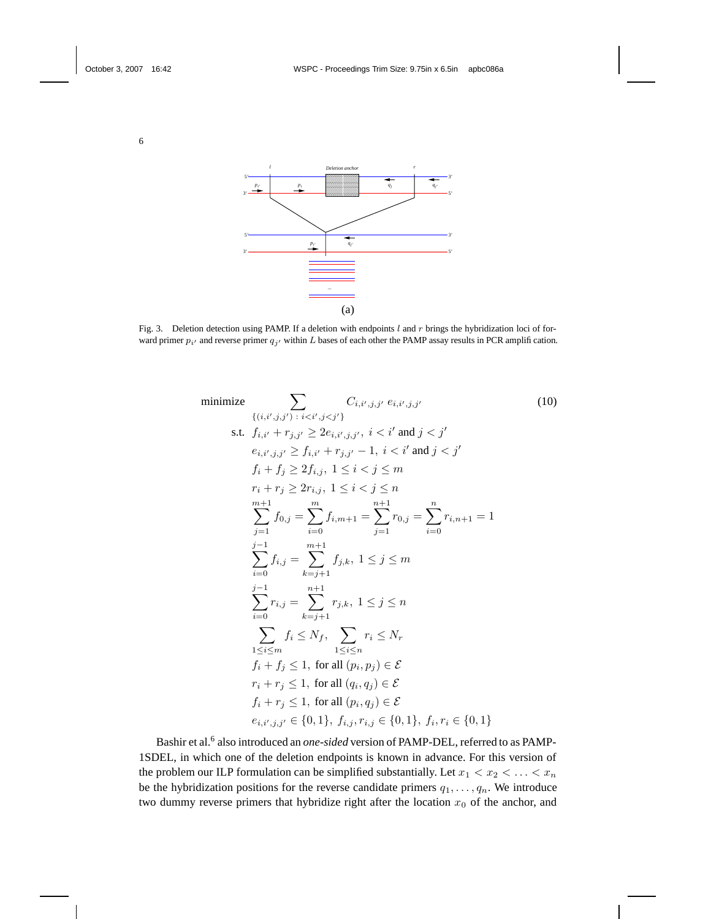Fig. 3. Deletion detection using PAMP. If a deletion with endpoints $l$ and $r$ brings the hybridization loci of forward primer $p_{i'}$ and reverse primer $q_{j'}$ within $L$ bases of each other the PAMP assay results in PCR amplification.

$$
\begin{aligned}
\text{minimize} \quad & \sum_{\{(i,i',j,j')\,:\,i<i',j<j'\}} C_{i,i',j,j'}\; e_{i,i',j,j'} && (10)\\
\text{s.t.} \quad & f_{i,i'} + r_{j,j'} \geq 2e_{i,i',j,j'},\; i < i' \text{ and } j < j' \\
& e_{i,i',j,j'} \geq f_{i,i'} + r_{j,j'} - 1,\; i < i' \text{ and } j < j' \\
& f_i + f_j \geq 2f_{i,j},\; 1 \leq i < j \leq m \\
& r_i + r_j \geq 2r_{i,j},\; 1 \leq i < j \leq n \\
& \sum_{j=1}^{m+1} f_{0,j} = \sum_{i=0}^{m} f_{i,m+1} = \sum_{j=1}^{n+1} r_{0,j} = \sum_{i=0}^{n} r_{i,n+1} = 1 \\
& \sum_{i=0}^{j-1} f_{i,j} = \sum_{k=j+1}^{m+1} f_{j,k},\; 1 \leq j \leq m \\
& \sum_{i=0}^{j-1} r_{i,j} = \sum_{k=j+1}^{n+1} r_{j,k},\; 1 \leq j \leq n \\
& \sum_{1 \leq i \leq m} f_i \leq N_f,\; \sum_{1 \leq i \leq n} r_i \leq N_r \\
& f_i + f_j \leq 1,\; \text{for all } (p_i, p_j) \in \mathcal{E} \\
& r_i + r_j \leq 1,\; \text{for all } (q_i, q_j) \in \mathcal{E} \\
& f_i + r_j \leq 1,\; \text{for all } (p_i, q_j) \in \mathcal{E} \\
& e_{i,i',j,j'} \in \{0,1\},\; f_{i,j}, r_{i,j} \in \{0,1\},\; f_i, r_i \in \{0,1\}
\end{aligned}
$$

Bashir et al.[6] also introduced an *one-sided* version of PAMP-DEL, referred to as PAMP-1SDEL, in which one of the deletion endpoints is known in advance. For this version of the problem our ILP formulation can be simplified substantially. Let $x_1 < x_2 < \ldots < x_n$ be the hybridization positions for the reverse candidate primers $q_1, \ldots, q_n$. We introduce two dummy reverse primers that hybridize right after the location $x_0$ of the anchor, and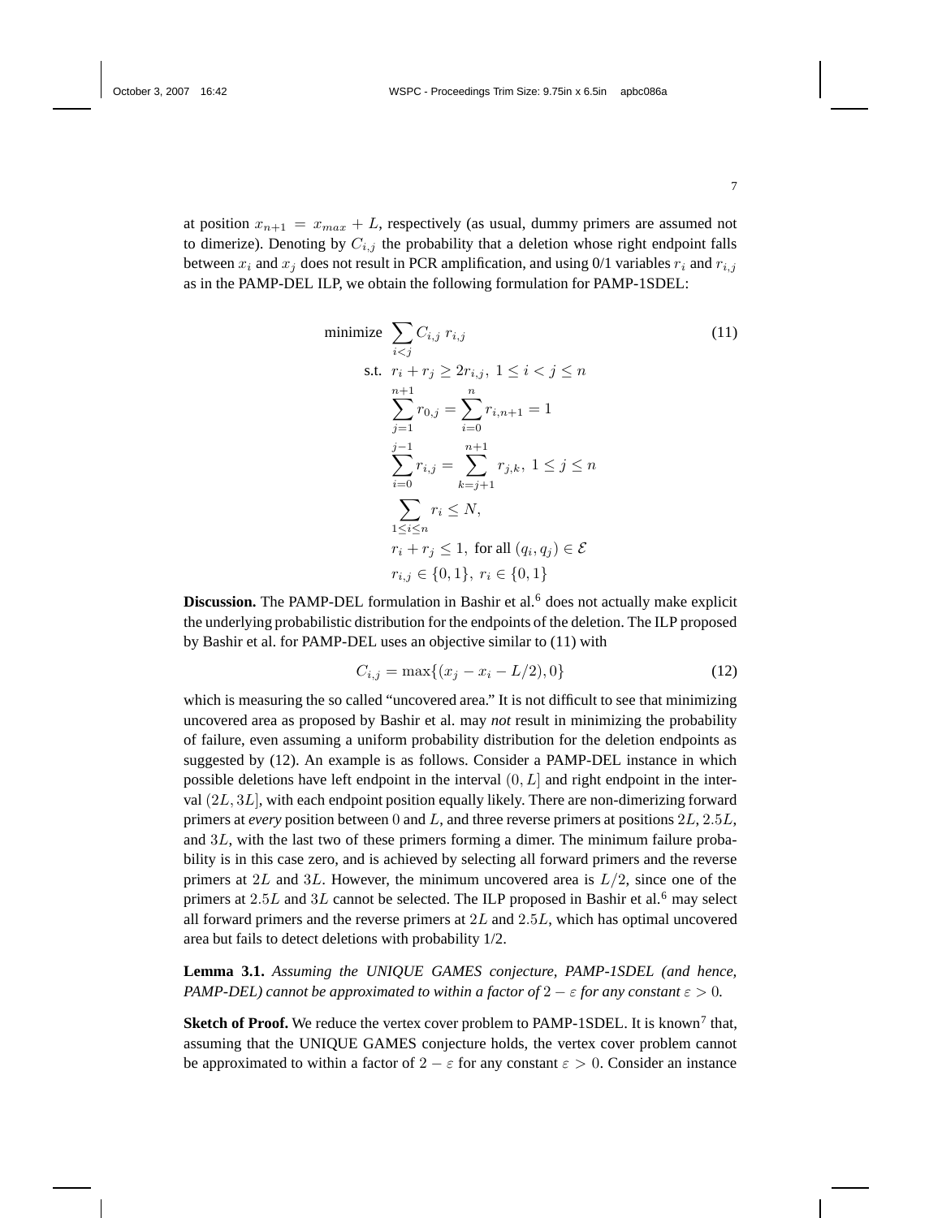at position $x_{n+1} = x_{max} + L$, respectively (as usual, dummy primers are assumed not to dimerize). Denoting by $C_{i,j}$ the probability that a deletion whose right endpoint falls between $x_i$ and $x_j$ does not result in PCR amplification, and using 0/1 variables $r_i$ and $r_{i,j}$ as in the PAMP-DEL ILP, we obtain the following formulation for PAMP-1SDEL:

$$
\begin{aligned}
\text{minimize} \quad & \sum_{i<j} C_{i,j}\, r_{i,j} && (11)\\
\text{s.t.} \quad & r_i + r_j \geq 2r_{i,j},\ 1 \leq i < j \leq n \\
& \sum_{j=1}^{n+1} r_{0,j} = \sum_{i=0}^{n} r_{i,n+1} = 1 \\
& \sum_{i=0}^{j-1} r_{i,j} = \sum_{k=j+1}^{n+1} r_{j,k},\ 1 \leq j \leq n \\
& \sum_{1 \leq i \leq n} r_i \leq N, \\
& r_i + r_j \leq 1, \text{ for all } (q_i, q_j) \in \mathcal{E} \\
& r_{i,j} \in \{0,1\},\ r_i \in \{0,1\}
\end{aligned}
$$

**Discussion.** The PAMP-DEL formulation in Bashir et al.[6] does not actually make explicit the underlying probabilistic distribution for the endpoints of the deletion. The ILP proposed by Bashir et al. for PAMP-DEL uses an objective similar to (11) with

$$C_{i,j} = \max\{(x_j - x_i - L/2), 0\} \qquad (12)$$

which is measuring the so called "uncovered area." It is not difficult to see that minimizing uncovered area as proposed by Bashir et al. may *not* result in minimizing the probability of failure, even assuming a uniform probability distribution for the deletion endpoints as suggested by (12). An example is as follows. Consider a PAMP-DEL instance in which possible deletions have left endpoint in the interval $(0, L]$ and right endpoint in the interval $(2L, 3L]$, with each endpoint position equally likely. There are non-dimerizing forward primers at *every* position between $0$ and $L$, and three reverse primers at positions $2L$, $2.5L$, and $3L$, with the last two of these primers forming a dimer. The minimum failure probability is in this case zero, and is achieved by selecting all forward primers and the reverse primers at $2L$ and $3L$. However, the minimum uncovered area is $L/2$, since one of the primers at $2.5L$ and $3L$ cannot be selected. The ILP proposed in Bashir et al.[6] may select all forward primers and the reverse primers at $2L$ and $2.5L$, which has optimal uncovered area but fails to detect deletions with probability 1/2.

**Lemma 3.1.** *Assuming the UNIQUE GAMES conjecture, PAMP-1SDEL (and hence, PAMP-DEL) cannot be approximated to within a factor of $2 - \varepsilon$ for any constant $\varepsilon > 0$.*

**Sketch of Proof.** We reduce the vertex cover problem to PAMP-1SDEL. It is known[7] that, assuming that the UNIQUE GAMES conjecture holds, the vertex cover problem cannot be approximated to within a factor of $2 - \varepsilon$ for any constant $\varepsilon > 0$. Consider an instance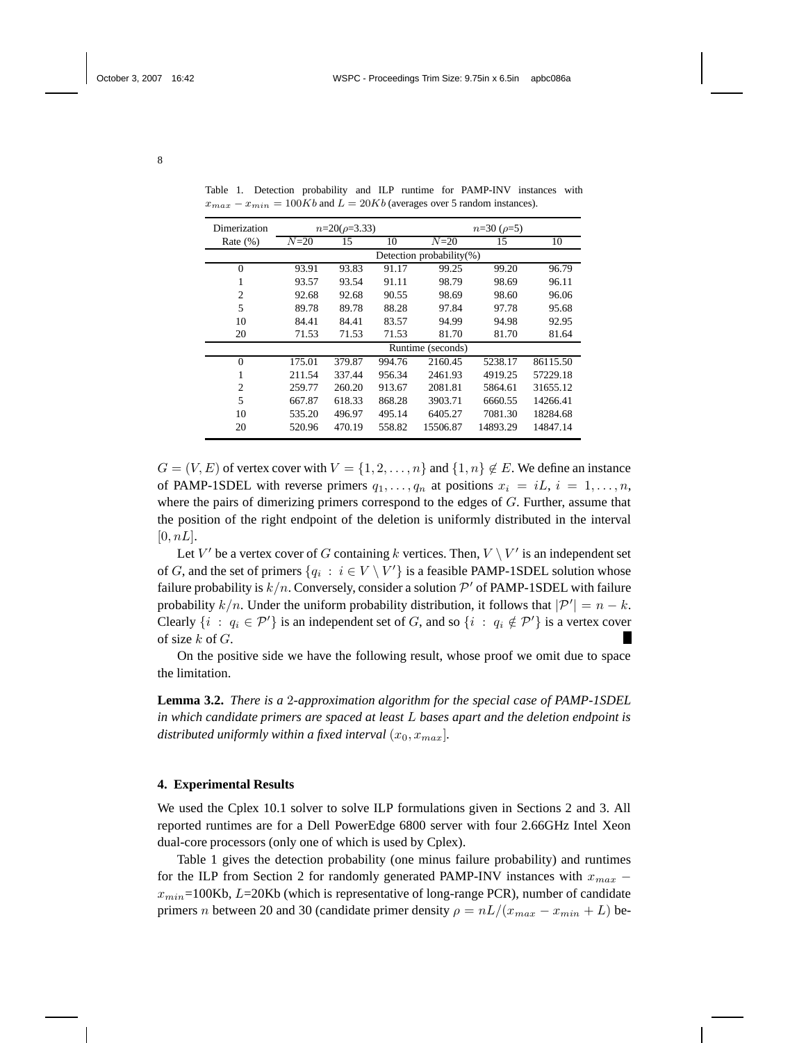Table 1. Detection probability and ILP runtime for PAMP-INV instances with $x_{max} - x_{min} = 100Kb$ and $L = 20Kb$ (averages over 5 random instances).

| Dimerization | $n$=20($\rho$=3.33) | | | $n$=30 ($\rho$=5) | | |
|---|---|---|---|---|---|---|
| Rate (%) | $N$=20 | 15 | 10 | $N$=20 | 15 | 10 |
| | Detection probability(%) | | | | | |
| 0 | 93.91 | 93.83 | 91.17 | 99.25 | 99.20 | 96.79 |
| 1 | 93.57 | 93.54 | 91.11 | 98.79 | 98.69 | 96.11 |
| 2 | 92.68 | 92.68 | 90.55 | 98.69 | 98.60 | 96.06 |
| 5 | 89.78 | 89.78 | 88.28 | 97.84 | 97.78 | 95.68 |
| 10 | 84.41 | 84.41 | 83.57 | 94.99 | 94.98 | 92.95 |
| 20 | 71.53 | 71.53 | 71.53 | 81.70 | 81.70 | 81.64 |
| | Runtime (seconds) | | | | | |
| 0 | 175.01 | 379.87 | 994.76 | 2160.45 | 5238.17 | 86115.50 |
| 1 | 211.54 | 337.44 | 956.34 | 2461.93 | 4919.25 | 57229.18 |
| 2 | 259.77 | 260.20 | 913.67 | 2081.81 | 5864.61 | 31655.12 |
| 5 | 667.87 | 618.33 | 868.28 | 3903.71 | 6660.55 | 14266.41 |
| 10 | 535.20 | 496.97 | 495.14 | 6405.27 | 7081.30 | 18284.68 |
| 20 | 520.96 | 470.19 | 558.82 | 15506.87 | 14893.29 | 14847.14 |

$G = (V, E)$ of vertex cover with $V = \{1, 2, \ldots, n\}$ and $\{1, n\} \notin E$. We define an instance of PAMP-1SDEL with reverse primers $q_1, \ldots, q_n$ at positions $x_i = iL$, $i = 1, \ldots, n$, where the pairs of dimerizing primers correspond to the edges of $G$. Further, assume that the position of the right endpoint of the deletion is uniformly distributed in the interval $[0, nL]$.

Let $V'$ be a vertex cover of $G$ containing $k$ vertices. Then, $V \setminus V'$ is an independent set of $G$, and the set of primers $\{q_i : i \in V \setminus V'\}$ is a feasible PAMP-1SDEL solution whose failure probability is $k/n$. Conversely, consider a solution $\mathcal{P}'$ of PAMP-1SDEL with failure probability $k/n$. Under the uniform probability distribution, it follows that $|\mathcal{P}'| = n - k$. Clearly $\{i : q_i \in \mathcal{P}'\}$ is an independent set of $G$, and so $\{i : q_i \notin \mathcal{P}'\}$ is a vertex cover of size $k$ of $G$. ∎

On the positive side we have the following result, whose proof we omit due to space the limitation.

**Lemma 3.2.** *There is a 2-approximation algorithm for the special case of PAMP-1SDEL in which candidate primers are spaced at least $L$ bases apart and the deletion endpoint is distributed uniformly within a fixed interval $(x_0, x_{max}]$.*

## 4. Experimental Results

We used the Cplex 10.1 solver to solve ILP formulations given in Sections 2 and 3. All reported runtimes are for a Dell PowerEdge 6800 server with four 2.66GHz Intel Xeon dual-core processors (only one of which is used by Cplex).

Table 1 gives the detection probability (one minus failure probability) and runtimes for the ILP from Section 2 for randomly generated PAMP-INV instances with $x_{max} - x_{min}$=100Kb, $L$=20Kb (which is representative of long-range PCR), number of candidate primers $n$ between 20 and 30 (candidate primer density $\rho = nL/(x_{max} - x_{min} + L)$ be-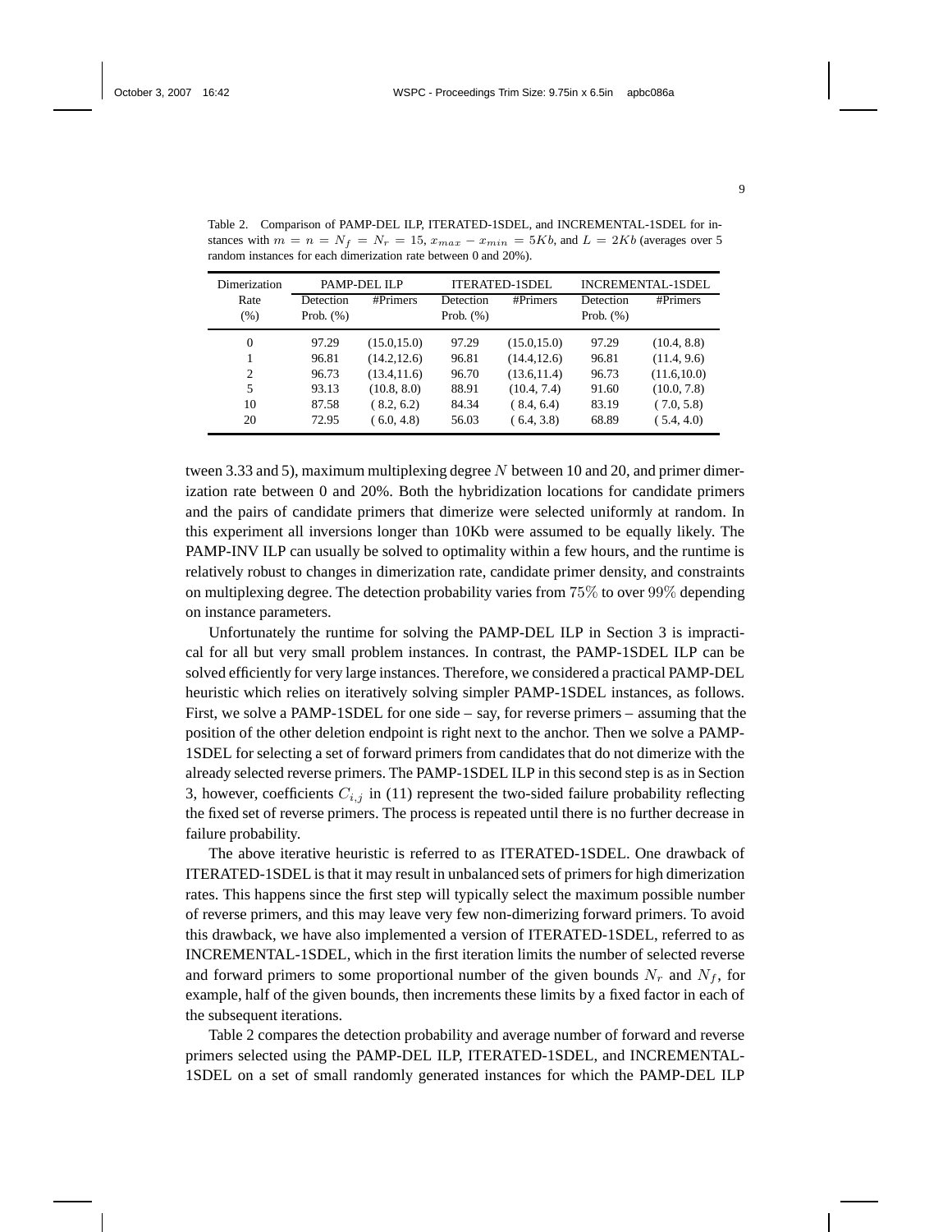Table 2. Comparison of PAMP-DEL ILP, ITERATED-1SDEL, and INCREMENTAL-1SDEL for instances with $m = n = N_f = N_r = 15$, $x_{max} - x_{min} = 5Kb$, and $L = 2Kb$ (averages over 5 random instances for each dimerization rate between 0 and 20%).

| Dimerization Rate (%) | PAMP-DEL ILP | | ITERATED-1SDEL | | INCREMENTAL-1SDEL | |
|---|---|---|---|---|---|---|
| | Detection Prob. (%) | #Primers | Detection Prob. (%) | #Primers | Detection Prob. (%) | #Primers |
| 0 | 97.29 | (15.0,15.0) | 97.29 | (15.0,15.0) | 97.29 | (10.4, 8.8) |
| 1 | 96.81 | (14.2,12.6) | 96.81 | (14.4,12.6) | 96.81 | (11.4, 9.6) |
| 2 | 96.73 | (13.4,11.6) | 96.70 | (13.6,11.4) | 96.73 | (11.6,10.0) |
| 5 | 93.13 | (10.8, 8.0) | 88.91 | (10.4, 7.4) | 91.60 | (10.0, 7.8) |
| 10 | 87.58 | ( 8.2, 6.2) | 84.34 | ( 8.4, 6.4) | 83.19 | ( 7.0, 5.8) |
| 20 | 72.95 | ( 6.0, 4.8) | 56.03 | ( 6.4, 3.8) | 68.89 | ( 5.4, 4.0) |

tween 3.33 and 5), maximum multiplexing degree $N$ between 10 and 20, and primer dimerization rate between 0 and 20%. Both the hybridization locations for candidate primers and the pairs of candidate primers that dimerize were selected uniformly at random. In this experiment all inversions longer than 10Kb were assumed to be equally likely. The PAMP-INV ILP can usually be solved to optimality within a few hours, and the runtime is relatively robust to changes in dimerization rate, candidate primer density, and constraints on multiplexing degree. The detection probability varies from $75\%$ to over $99\%$ depending on instance parameters.

Unfortunately the runtime for solving the PAMP-DEL ILP in Section 3 is impractical for all but very small problem instances. In contrast, the PAMP-1SDEL ILP can be solved efficiently for very large instances. Therefore, we considered a practical PAMP-DEL heuristic which relies on iteratively solving simpler PAMP-1SDEL instances, as follows. First, we solve a PAMP-1SDEL for one side – say, for reverse primers – assuming that the position of the other deletion endpoint is right next to the anchor. Then we solve a PAMP-1SDEL for selecting a set of forward primers from candidates that do not dimerize with the already selected reverse primers. The PAMP-1SDEL ILP in this second step is as in Section 3, however, coefficients $C_{i,j}$ in (11) represent the two-sided failure probability reflecting the fixed set of reverse primers. The process is repeated until there is no further decrease in failure probability.

The above iterative heuristic is referred to as ITERATED-1SDEL. One drawback of ITERATED-1SDEL is that it may result in unbalanced sets of primers for high dimerization rates. This happens since the first step will typically select the maximum possible number of reverse primers, and this may leave very few non-dimerizing forward primers. To avoid this drawback, we have also implemented a version of ITERATED-1SDEL, referred to as INCREMENTAL-1SDEL, which in the first iteration limits the number of selected reverse and forward primers to some proportional number of the given bounds $N_r$ and $N_f$, for example, half of the given bounds, then increments these limits by a fixed factor in each of the subsequent iterations.

Table 2 compares the detection probability and average number of forward and reverse primers selected using the PAMP-DEL ILP, ITERATED-1SDEL, and INCREMENTAL-1SDEL on a set of small randomly generated instances for which the PAMP-DEL ILP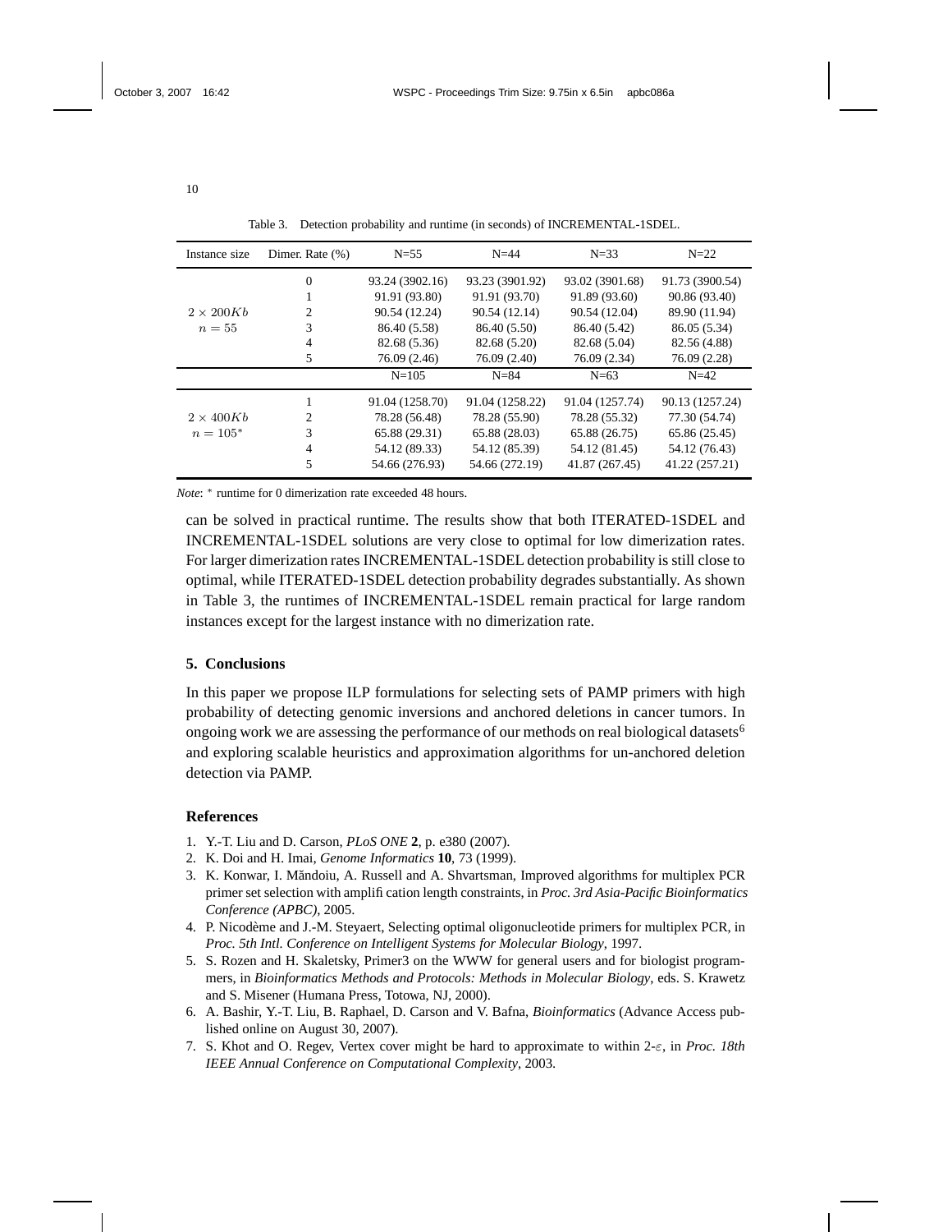Table 3. Detection probability and runtime (in seconds) of INCREMENTAL-1SDEL.

| Instance size | Dimer. Rate (%) | N=55 | N=44 | N=33 | N=22 |
|---|---|---|---|---|---|
| $2 \times 200Kb$ $n = 55$ | 0 | 93.24 (3902.16) | 93.23 (3901.92) | 93.02 (3901.68) | 91.73 (3900.54) |
| | 1 | 91.91 (93.80) | 91.91 (93.70) | 91.89 (93.60) | 90.86 (93.40) |
| | 2 | 90.54 (12.24) | 90.54 (12.14) | 90.54 (12.04) | 89.90 (11.94) |
| | 3 | 86.40 (5.58) | 86.40 (5.50) | 86.40 (5.42) | 86.05 (5.34) |
| | 4 | 82.68 (5.36) | 82.68 (5.20) | 82.68 (5.04) | 82.56 (4.88) |
| | 5 | 76.09 (2.46) | 76.09 (2.40) | 76.09 (2.34) | 76.09 (2.28) |
| | | N=105 | N=84 | N=63 | N=42 |
| $2 \times 400Kb$ $n = 105^*$ | 1 | 91.04 (1258.70) | 91.04 (1258.22) | 91.04 (1257.74) | 90.13 (1257.24) |
| | 2 | 78.28 (56.48) | 78.28 (55.90) | 78.28 (55.32) | 77.30 (54.74) |
| | 3 | 65.88 (29.31) | 65.88 (28.03) | 65.88 (26.75) | 65.86 (25.45) |
| | 4 | 54.12 (89.33) | 54.12 (85.39) | 54.12 (81.45) | 54.12 (76.43) |
| | 5 | 54.66 (276.93) | 54.66 (272.19) | 41.87 (267.45) | 41.22 (257.21) |

*Note*: $^*$ runtime for 0 dimerization rate exceeded 48 hours.

can be solved in practical runtime. The results show that both ITERATED-1SDEL and INCREMENTAL-1SDEL solutions are very close to optimal for low dimerization rates. For larger dimerization rates INCREMENTAL-1SDEL detection probability is still close to optimal, while ITERATED-1SDEL detection probability degrades substantially. As shown in Table 3, the runtimes of INCREMENTAL-1SDEL remain practical for large random instances except for the largest instance with no dimerization rate.

## 5. Conclusions

In this paper we propose ILP formulations for selecting sets of PAMP primers with high probability of detecting genomic inversions and anchored deletions in cancer tumors. In ongoing work we are assessing the performance of our methods on real biological datasets[6] and exploring scalable heuristics and approximation algorithms for un-anchored deletion detection via PAMP.

## References

1. Y.-T. Liu and D. Carson, *PLoS ONE* **2**, p. e380 (2007).
2. K. Doi and H. Imai, *Genome Informatics* **10**, 73 (1999).
3. K. Konwar, I. Măndoiu, A. Russell and A. Shvartsman, Improved algorithms for multiplex PCR primer set selection with amplification length constraints, in *Proc. 3rd Asia-Pacific Bioinformatics Conference (APBC)*, 2005.
4. P. Nicodème and J.-M. Steyaert, Selecting optimal oligonucleotide primers for multiplex PCR, in *Proc. 5th Intl. Conference on Intelligent Systems for Molecular Biology*, 1997.
5. S. Rozen and H. Skaletsky, Primer3 on the WWW for general users and for biologist programmers, in *Bioinformatics Methods and Protocols: Methods in Molecular Biology*, eds. S. Krawetz and S. Misener (Humana Press, Totowa, NJ, 2000).
6. A. Bashir, Y.-T. Liu, B. Raphael, D. Carson and V. Bafna, *Bioinformatics* (Advance Access published online on August 30, 2007).
7. S. Khot and O. Regev, Vertex cover might be hard to approximate to within 2-$\varepsilon$, in *Proc. 18th IEEE Annual Conference on Computational Complexity*, 2003.